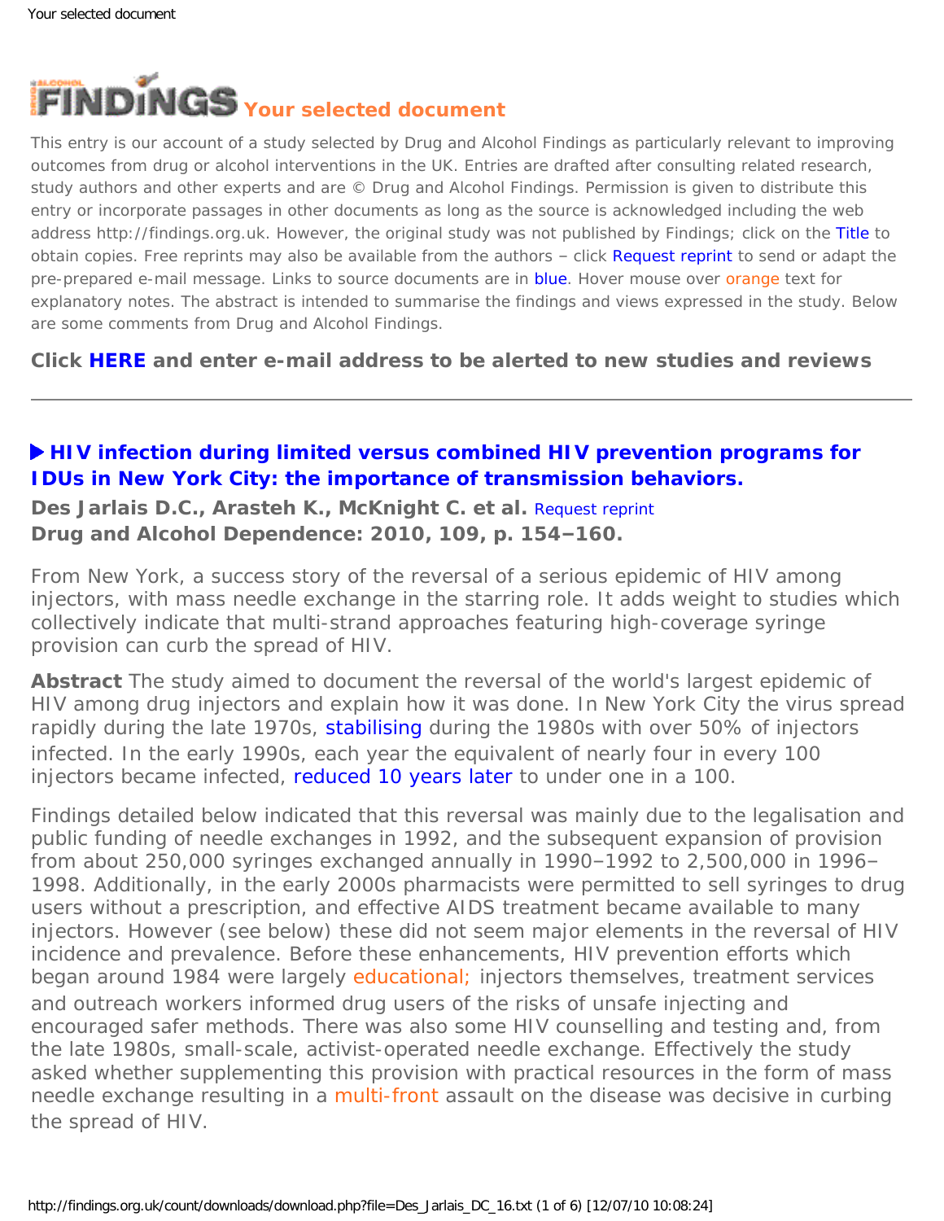# FINDINGS Your selected document

This entry is our account of a study selected by Drug and Alcohol Findings as particularly relevant to improving outcomes from drug or alcohol interventions in the UK. Entries are drafted after consulting related research, study authors and other experts and are © Drug and Alcohol Findings. Permission is given to distribute this entry or incorporate passages in other documents as long as the source is acknowledged including the web address http://findings.org.uk. However, the original study was not published by Findings; click on the Title to obtain copies. Free reprints may also be available from the authors – click Request reprint to send or adapt the pre-prepared e-mail message. Links to source documents are in blue. Hover mouse over orange text for explanatory notes. The abstract is intended to summarise the findings and views expressed in the study. Below are some comments from Drug and Alcohol Findings.

**Click HERE and enter e-mail address to be alerted to new studies and reviews**

---

## ▶ HIV infection during limited versus combined HIV prevention programs for IDUs in New York City: the importance of transmission behaviors.

**Des Jarlais D.C., Arasteh K., McKnight C. et al.** Request reprint
**Drug and Alcohol Dependence: 2010, 109, p. 154–160.**

From New York, a success story of the reversal of a serious epidemic of HIV among injectors, with mass needle exchange in the starring role. It adds weight to studies which collectively indicate that multi-strand approaches featuring high-coverage syringe provision can curb the spread of HIV.

**Abstract** The study aimed to document the reversal of the world's largest epidemic of HIV among drug injectors and explain how it was done. In New York City the virus spread rapidly during the late 1970s, stabilising during the 1980s with over 50% of injectors infected. In the early 1990s, each year the equivalent of nearly four in every 100 injectors became infected, reduced 10 years later to under one in a 100.

Findings detailed below indicated that this reversal was mainly due to the legalisation and public funding of needle exchanges in 1992, and the subsequent expansion of provision from about 250,000 syringes exchanged annually in 1990–1992 to 2,500,000 in 1996–1998. Additionally, in the early 2000s pharmacists were permitted to sell syringes to drug users without a prescription, and effective AIDS treatment became available to many injectors. However (see below) these did not seem major elements in the reversal of HIV incidence and prevalence. Before these enhancements, HIV prevention efforts which began around 1984 were largely educational; injectors themselves, treatment services and outreach workers informed drug users of the risks of unsafe injecting and encouraged safer methods. There was also some HIV counselling and testing and, from the late 1980s, small-scale, activist-operated needle exchange. Effectively the study asked whether supplementing this provision with practical resources in the form of mass needle exchange resulting in a multi-front assault on the disease was decisive in curbing the spread of HIV.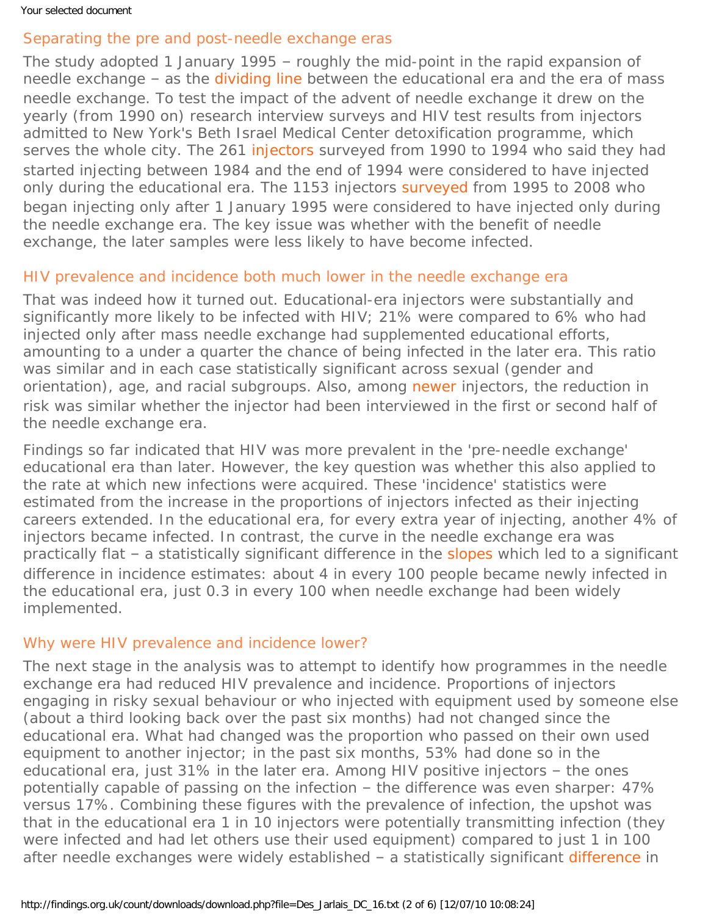## Separating the pre and post-needle exchange eras

The study adopted 1 January 1995 – roughly the mid-point in the rapid expansion of needle exchange – as the dividing line between the educational era and the era of mass needle exchange. To test the impact of the advent of needle exchange it drew on the yearly (from 1990 on) research interview surveys and HIV test results from injectors admitted to New York's Beth Israel Medical Center detoxification programme, which serves the whole city. The 261 injectors surveyed from 1990 to 1994 who said they had started injecting between 1984 and the end of 1994 were considered to have injected only during the educational era. The 1153 injectors surveyed from 1995 to 2008 who began injecting only after 1 January 1995 were considered to have injected only during the needle exchange era. The key issue was whether with the benefit of needle exchange, the later samples were less likely to have become infected.

## HIV prevalence and incidence both much lower in the needle exchange era

That was indeed how it turned out. Educational-era injectors were substantially and significantly more likely to be infected with HIV; 21% were compared to 6% who had injected only after mass needle exchange had supplemented educational efforts, amounting to a under a quarter the chance of being infected in the later era. This ratio was similar and in each case statistically significant across sexual (gender and orientation), age, and racial subgroups. Also, among newer injectors, the reduction in risk was similar whether the injector had been interviewed in the first or second half of the needle exchange era.

Findings so far indicated that HIV was more prevalent in the 'pre-needle exchange' educational era than later. However, the key question was whether this also applied to the rate at which new infections were acquired. These 'incidence' statistics were estimated from the increase in the proportions of injectors infected as their injecting careers extended. In the educational era, for every extra year of injecting, another 4% of injectors became infected. In contrast, the curve in the needle exchange era was practically flat – a statistically significant difference in the slopes which led to a significant difference in incidence estimates: about 4 in every 100 people became newly infected in the educational era, just 0.3 in every 100 when needle exchange had been widely implemented.

## Why were HIV prevalence and incidence lower?

The next stage in the analysis was to attempt to identify how programmes in the needle exchange era had reduced HIV prevalence and incidence. Proportions of injectors engaging in risky sexual behaviour or who injected with equipment used by someone else (about a third looking back over the past six months) had not changed since the educational era. What had changed was the proportion who passed on their own used equipment to another injector; in the past six months, 53% had done so in the educational era, just 31% in the later era. Among HIV positive injectors – the ones potentially capable of passing on the infection – the difference was even sharper: 47% versus 17%. Combining these figures with the prevalence of infection, the upshot was that in the educational era 1 in 10 injectors were potentially transmitting infection (they were infected and had let others use their used equipment) compared to just 1 in 100 after needle exchanges were widely established – a statistically significant difference in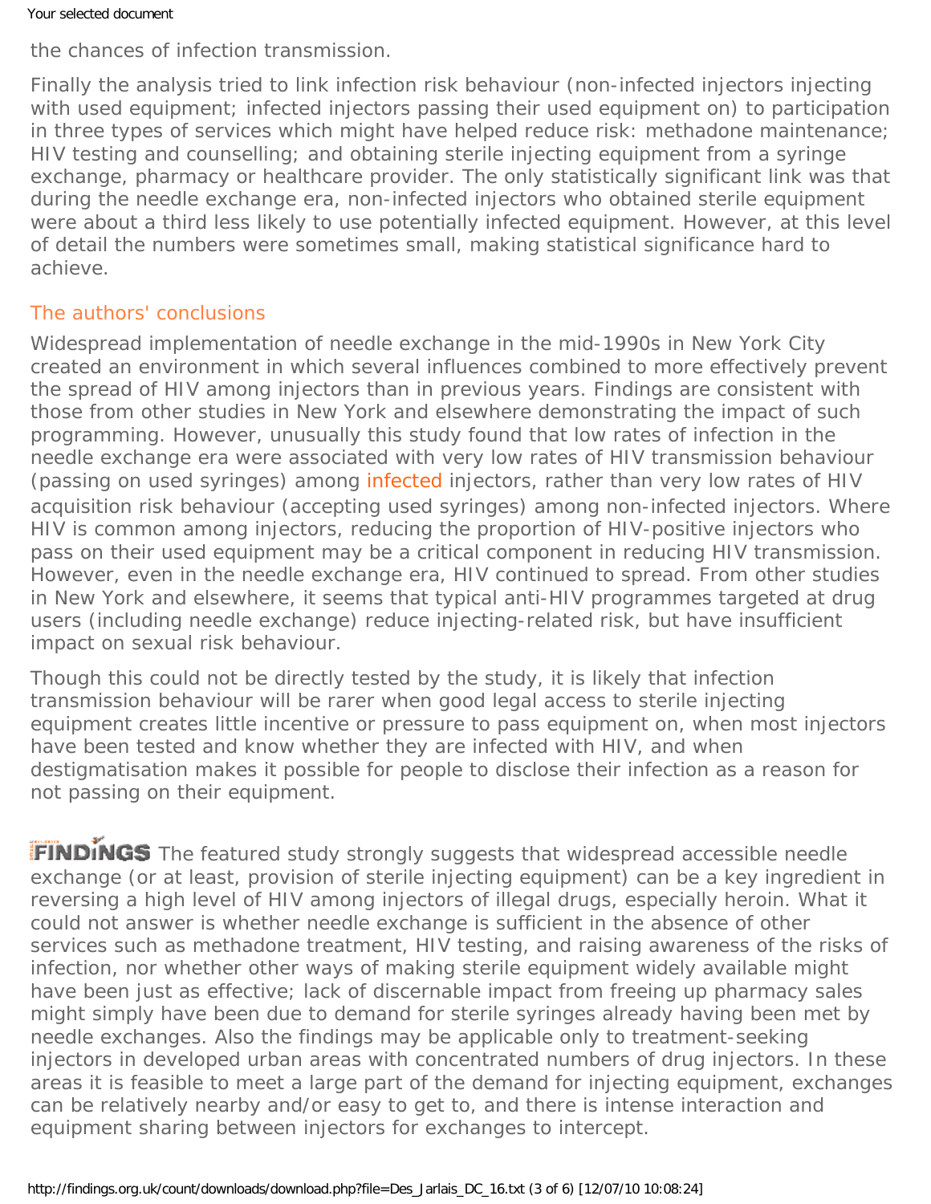the chances of infection transmission.

Finally the analysis tried to link infection risk behaviour (non-infected injectors injecting with used equipment; infected injectors passing their used equipment on) to participation in three types of services which might have helped reduce risk: methadone maintenance; HIV testing and counselling; and obtaining sterile injecting equipment from a syringe exchange, pharmacy or healthcare provider. The only statistically significant link was that during the needle exchange era, non-infected injectors who obtained sterile equipment were about a third less likely to use potentially infected equipment. However, at this level of detail the numbers were sometimes small, making statistical significance hard to achieve.

## The authors' conclusions

Widespread implementation of needle exchange in the mid-1990s in New York City created an environment in which several influences combined to more effectively prevent the spread of HIV among injectors than in previous years. Findings are consistent with those from other studies in New York and elsewhere demonstrating the impact of such programming. However, unusually this study found that low rates of infection in the needle exchange era were associated with very low rates of HIV transmission behaviour (passing on used syringes) among infected injectors, rather than very low rates of HIV acquisition risk behaviour (accepting used syringes) among non-infected injectors. Where HIV is common among injectors, reducing the proportion of HIV-positive injectors who pass on their used equipment may be a critical component in reducing HIV transmission. However, even in the needle exchange era, HIV continued to spread. From other studies in New York and elsewhere, it seems that typical anti-HIV programmes targeted at drug users (including needle exchange) reduce injecting-related risk, but have insufficient impact on sexual risk behaviour.

Though this could not be directly tested by the study, it is likely that infection transmission behaviour will be rarer when good legal access to sterile injecting equipment creates little incentive or pressure to pass equipment on, when most injectors have been tested and know whether they are infected with HIV, and when destigmatisation makes it possible for people to disclose their infection as a reason for not passing on their equipment.

**FINDINGS** The featured study strongly suggests that widespread accessible needle exchange (or at least, provision of sterile injecting equipment) can be a key ingredient in reversing a high level of HIV among injectors of illegal drugs, especially heroin. What it could not answer is whether needle exchange is sufficient in the absence of other services such as methadone treatment, HIV testing, and raising awareness of the risks of infection, nor whether other ways of making sterile equipment widely available might have been just as effective; lack of discernable impact from freeing up pharmacy sales might simply have been due to demand for sterile syringes already having been met by needle exchanges. Also the findings may be applicable only to treatment-seeking injectors in developed urban areas with concentrated numbers of drug injectors. In these areas it is feasible to meet a large part of the demand for injecting equipment, exchanges can be relatively nearby and/or easy to get to, and there is intense interaction and equipment sharing between injectors for exchanges to intercept.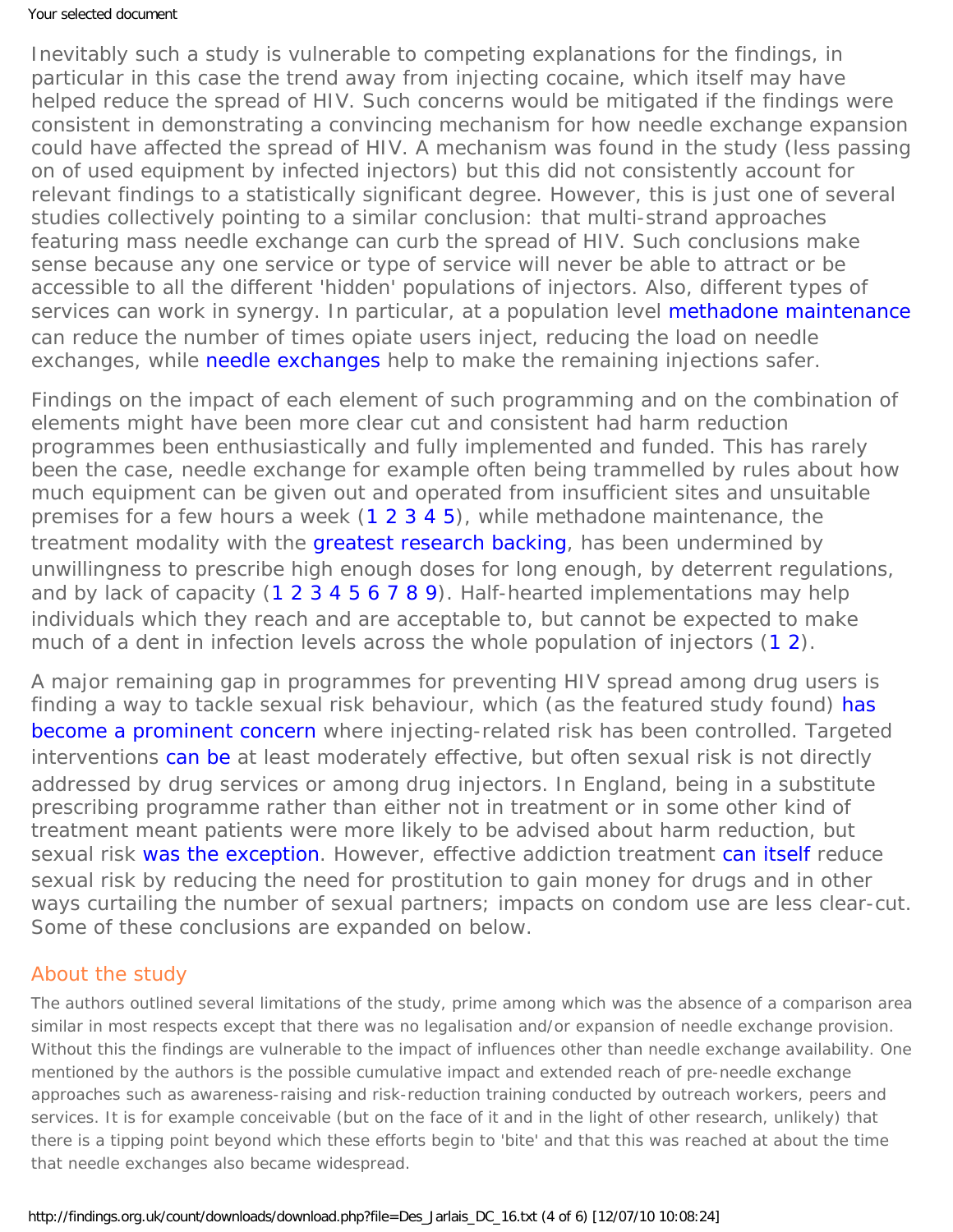Inevitably such a study is vulnerable to competing explanations for the findings, in particular in this case the trend away from injecting cocaine, which itself may have helped reduce the spread of HIV. Such concerns would be mitigated if the findings were consistent in demonstrating a convincing mechanism for how needle exchange expansion could have affected the spread of HIV. A mechanism was found in the study (less passing on of used equipment by infected injectors) but this did not consistently account for relevant findings to a statistically significant degree. However, this is just one of several studies collectively pointing to a similar conclusion: that multi-strand approaches featuring mass needle exchange can curb the spread of HIV. Such conclusions make sense because any one service or type of service will never be able to attract or be accessible to all the different 'hidden' populations of injectors. Also, different types of services can work in synergy. In particular, at a population level methadone maintenance can reduce the number of times opiate users inject, reducing the load on needle exchanges, while needle exchanges help to make the remaining injections safer.

Findings on the impact of each element of such programming and on the combination of elements might have been more clear cut and consistent had harm reduction programmes been enthusiastically and fully implemented and funded. This has rarely been the case, needle exchange for example often being trammelled by rules about how much equipment can be given out and operated from insufficient sites and unsuitable premises for a few hours a week (1 2 3 4 5), while methadone maintenance, the treatment modality with the greatest research backing, has been undermined by unwillingness to prescribe high enough doses for long enough, by deterrent regulations, and by lack of capacity (1 2 3 4 5 6 7 8 9). Half-hearted implementations may help individuals which they reach and are acceptable to, but cannot be expected to make much of a dent in infection levels across the whole population of injectors (1 2).

A major remaining gap in programmes for preventing HIV spread among drug users is finding a way to tackle sexual risk behaviour, which (as the featured study found) has become a prominent concern where injecting-related risk has been controlled. Targeted interventions can be at least moderately effective, but often sexual risk is not directly addressed by drug services or among drug injectors. In England, being in a substitute prescribing programme rather than either not in treatment or in some other kind of treatment meant patients were more likely to be advised about harm reduction, but sexual risk was the exception. However, effective addiction treatment can itself reduce sexual risk by reducing the need for prostitution to gain money for drugs and in other ways curtailing the number of sexual partners; impacts on condom use are less clear-cut. Some of these conclusions are expanded on below.

## About the study

The authors outlined several limitations of the study, prime among which was the absence of a comparison area similar in most respects except that there was no legalisation and/or expansion of needle exchange provision. Without this the findings are vulnerable to the impact of influences other than needle exchange availability. One mentioned by the authors is the possible cumulative impact and extended reach of pre-needle exchange approaches such as awareness-raising and risk-reduction training conducted by outreach workers, peers and services. It is for example conceivable (but on the face of it and in the light of other research, unlikely) that there is a tipping point beyond which these efforts begin to 'bite' and that this was reached at about the time that needle exchanges also became widespread.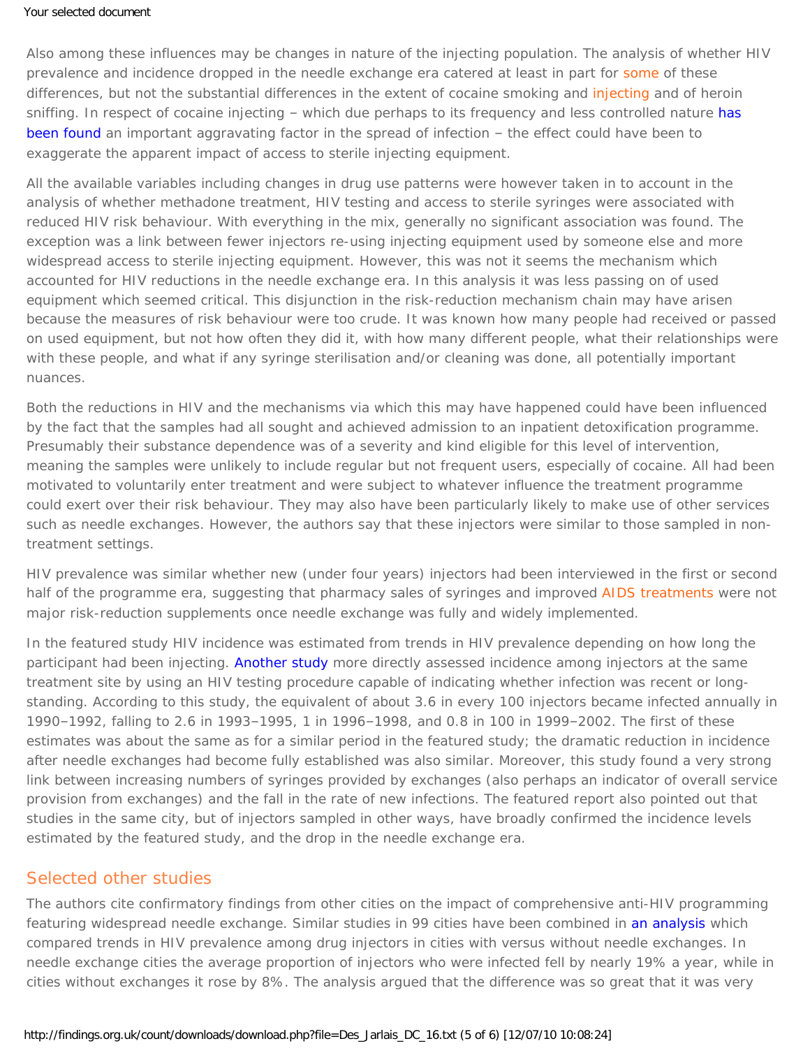Also among these influences may be changes in nature of the injecting population. The analysis of whether HIV prevalence and incidence dropped in the needle exchange era catered at least in part for some of these differences, but not the substantial differences in the extent of cocaine smoking and injecting and of heroin sniffing. In respect of cocaine injecting – which due perhaps to its frequency and less controlled nature has been found an important aggravating factor in the spread of infection – the effect could have been to exaggerate the apparent impact of access to sterile injecting equipment.

All the available variables including changes in drug use patterns were however taken in to account in the analysis of whether methadone treatment, HIV testing and access to sterile syringes were associated with reduced HIV risk behaviour. With everything in the mix, generally no significant association was found. The exception was a link between fewer injectors re-using injecting equipment used by someone else and more widespread access to sterile injecting equipment. However, this was not it seems the mechanism which accounted for HIV reductions in the needle exchange era. In this analysis it was less passing on of used equipment which seemed critical. This disjunction in the risk-reduction mechanism chain may have arisen because the measures of risk behaviour were too crude. It was known how many people had received or passed on used equipment, but not how often they did it, with how many different people, what their relationships were with these people, and what if any syringe sterilisation and/or cleaning was done, all potentially important nuances.

Both the reductions in HIV and the mechanisms via which this may have happened could have been influenced by the fact that the samples had all sought and achieved admission to an inpatient detoxification programme. Presumably their substance dependence was of a severity and kind eligible for this level of intervention, meaning the samples were unlikely to include regular but not frequent users, especially of cocaine. All had been motivated to voluntarily enter treatment and were subject to whatever influence the treatment programme could exert over their risk behaviour. They may also have been particularly likely to make use of other services such as needle exchanges. However, the authors say that these injectors were similar to those sampled in non-treatment settings.

HIV prevalence was similar whether new (under four years) injectors had been interviewed in the first or second half of the programme era, suggesting that pharmacy sales of syringes and improved AIDS treatments were not major risk-reduction supplements once needle exchange was fully and widely implemented.

In the featured study HIV incidence was estimated from trends in HIV prevalence depending on how long the participant had been injecting. Another study more directly assessed incidence among injectors at the same treatment site by using an HIV testing procedure capable of indicating whether infection was recent or long-standing. According to this study, the equivalent of about 3.6 in every 100 injectors became infected annually in 1990–1992, falling to 2.6 in 1993–1995, 1 in 1996–1998, and 0.8 in 100 in 1999–2002. The first of these estimates was about the same as for a similar period in the featured study; the dramatic reduction in incidence after needle exchanges had become fully established was also similar. Moreover, this study found a very strong link between increasing numbers of syringes provided by exchanges (also perhaps an indicator of overall service provision from exchanges) and the fall in the rate of new infections. The featured report also pointed out that studies in the same city, but of injectors sampled in other ways, have broadly confirmed the incidence levels estimated by the featured study, and the drop in the needle exchange era.

## Selected other studies

The authors cite confirmatory findings from other cities on the impact of comprehensive anti-HIV programming featuring widespread needle exchange. Similar studies in 99 cities have been combined in an analysis which compared trends in HIV prevalence among drug injectors in cities with versus without needle exchanges. In needle exchange cities the average proportion of injectors who were infected fell by nearly 19% a year, while in cities without exchanges it rose by 8%. The analysis argued that the difference was so great that it was very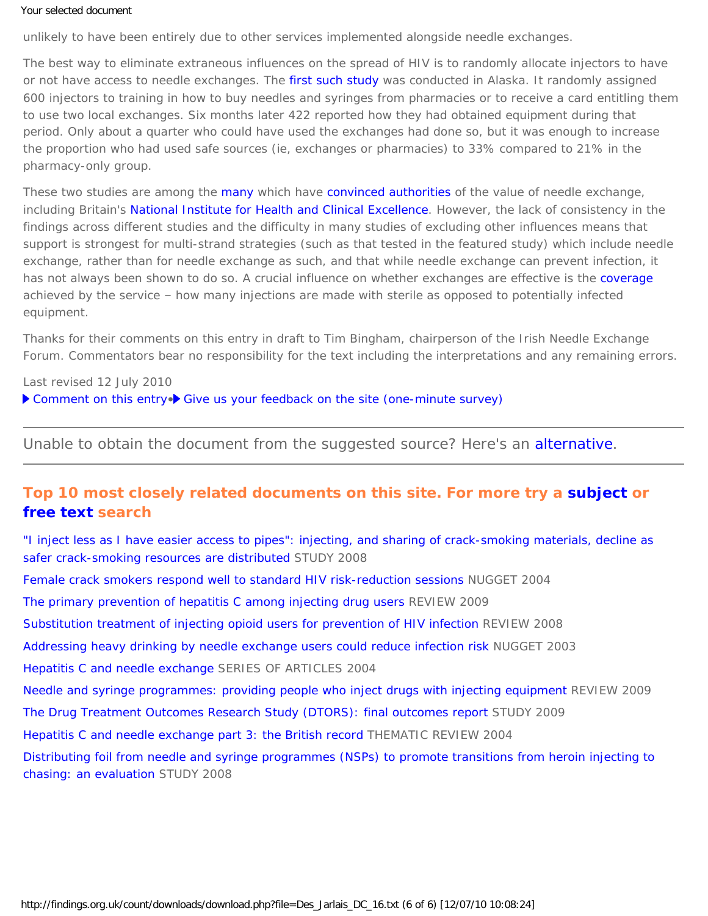unlikely to have been entirely due to other services implemented alongside needle exchanges.

The best way to eliminate extraneous influences on the spread of HIV is to randomly allocate injectors to have or not have access to needle exchanges. The first such study was conducted in Alaska. It randomly assigned 600 injectors to training in how to buy needles and syringes from pharmacies or to receive a card entitling them to use two local exchanges. Six months later 422 reported how they had obtained equipment during that period. Only about a quarter who could have used the exchanges had done so, but it was enough to increase the proportion who had used safe sources (ie, exchanges or pharmacies) to 33% compared to 21% in the pharmacy-only group.

These two studies are among the many which have convinced authorities of the value of needle exchange, including Britain's National Institute for Health and Clinical Excellence. However, the lack of consistency in the findings across different studies and the difficulty in many studies of excluding other influences means that support is strongest for multi-strand strategies (such as that tested in the featured study) which include needle exchange, rather than for needle exchange as such, and that while needle exchange can prevent infection, it has not always been shown to do so. A crucial influence on whether exchanges are effective is the coverage achieved by the service – how many injections are made with sterile as opposed to potentially infected equipment.

Thanks for their comments on this entry in draft to Tim Bingham, chairperson of the Irish Needle Exchange Forum. Commentators bear no responsibility for the text including the interpretations and any remaining errors.

Last revised 12 July 2010

▶ Comment on this entry • ▶ Give us your feedback on the site (one-minute survey)

---

Unable to obtain the document from the suggested source? Here's an alternative.

---

## Top 10 most closely related documents on this site. For more try a subject or free text search

"I inject less as I have easier access to pipes": injecting, and sharing of crack-smoking materials, decline as safer crack-smoking resources are distributed STUDY 2008

Female crack smokers respond well to standard HIV risk-reduction sessions NUGGET 2004

The primary prevention of hepatitis C among injecting drug users REVIEW 2009

Substitution treatment of injecting opioid users for prevention of HIV infection REVIEW 2008

Addressing heavy drinking by needle exchange users could reduce infection risk NUGGET 2003

Hepatitis C and needle exchange SERIES OF ARTICLES 2004

Needle and syringe programmes: providing people who inject drugs with injecting equipment REVIEW 2009

The Drug Treatment Outcomes Research Study (DTORS): final outcomes report STUDY 2009

Hepatitis C and needle exchange part 3: the British record THEMATIC REVIEW 2004

Distributing foil from needle and syringe programmes (NSPs) to promote transitions from heroin injecting to chasing: an evaluation STUDY 2008